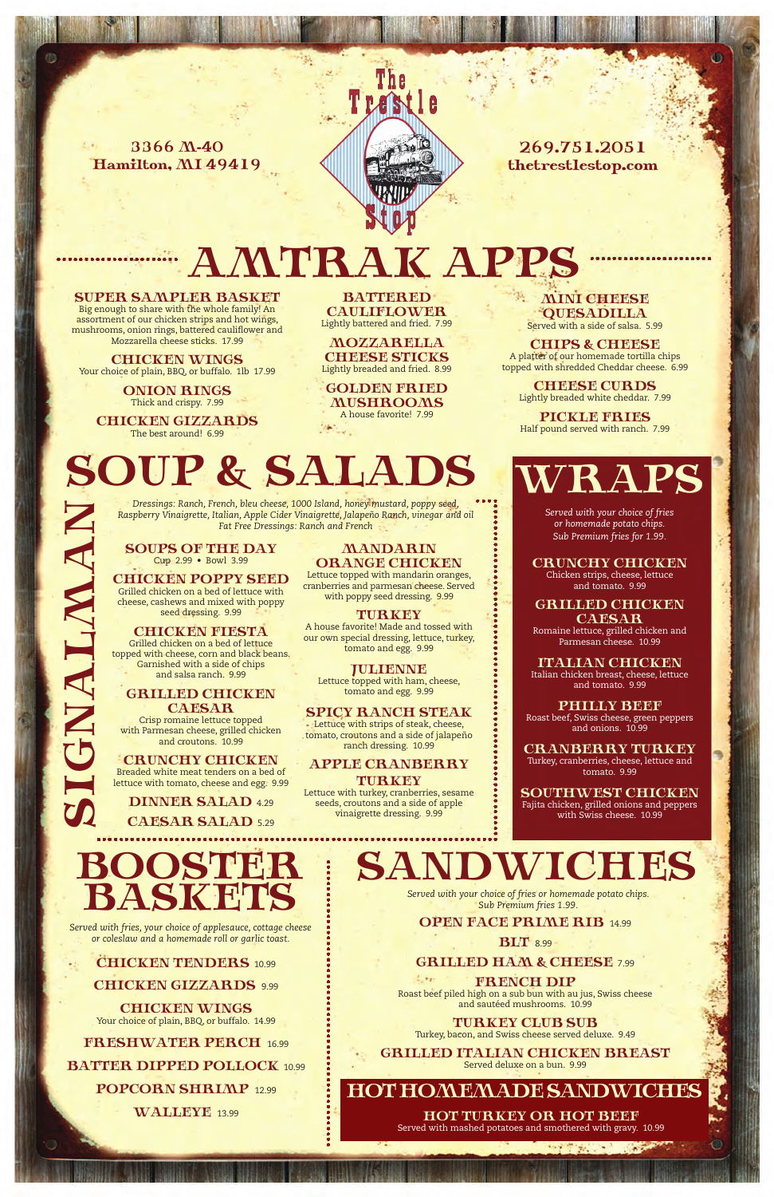# The Trestle Stop

3366 M-40
Hamilton, MI 49419

269.751.2051
thetrestlestop.com

## AMTRAK APPS

**SUPER SAMPLER BASKET**
Big enough to share with the whole family! An assortment of our chicken strips and hot wings, mushrooms, onion rings, battered cauliflower and Mozzarella cheese sticks. 17.99

**CHICKEN WINGS**
Your choice of plain, BBQ, or buffalo. 1lb 17.99

**ONION RINGS**
Thick and crispy. 7.99

**CHICKEN GIZZARDS**
The best around! 6.99

**BATTERED CAULIFLOWER**
Lightly battered and fried. 7.99

**MOZZARELLA CHEESE STICKS**
Lightly breaded and fried. 8.99

**GOLDEN FRIED MUSHROOMS**
A house favorite! 7.99

**MINI CHEESE QUESADILLA**
Served with a side of salsa. 5.99

**CHIPS & CHEESE**
A platter of our homemade tortilla chips topped with shredded Cheddar cheese. 6.99

**CHEESE CURDS**
Lightly breaded white cheddar. 7.99

**PICKLE FRIES**
Half pound served with ranch. 7.99

## SOUP & SALADS

### SIGNALMAN

*Dressings: Ranch, French, bleu cheese, 1000 Island, honey mustard, poppy seed, Raspberry Vinaigrette, Italian, Apple Cider Vinaigrette, Jalapeño Ranch, vinegar and oil*
*Fat Free Dressings: Ranch and French*

**SOUPS OF THE DAY**
Cup 2.99 • Bowl 3.99

**CHICKEN POPPY SEED**
Grilled chicken on a bed of lettuce with cheese, cashews and mixed with poppy seed dressing. 9.99

**CHICKEN FIESTA**
Grilled chicken on a bed of lettuce topped with cheese, corn and black beans. Garnished with a side of chips and salsa ranch. 9.99

**GRILLED CHICKEN CAESAR**
Crisp romaine lettuce topped with Parmesan cheese, grilled chicken and croutons. 10.99

**CRUNCHY CHICKEN**
Breaded white meat tenders on a bed of lettuce with tomato, cheese and egg. 9.99

**DINNER SALAD** 4.29

**CAESAR SALAD** 5.29

**MANDARIN ORANGE CHICKEN**
Lettuce topped with mandarin oranges, cranberries and parmesan cheese. Served with poppy seed dressing. 9.99

**TURKEY**
A house favorite! Made and tossed with our own special dressing, lettuce, turkey, tomato and egg. 9.99

**JULIENNE**
Lettuce topped with ham, cheese, tomato and egg. 9.99

**SPICY RANCH STEAK**
Lettuce with strips of steak, cheese, tomato, croutons and a side of jalapeño ranch dressing. 10.99

**APPLE CRANBERRY TURKEY**
Lettuce with turkey, cranberries, sesame seeds, croutons and a side of apple vinaigrette dressing. 9.99

## WRAPS

*Served with your choice of fries or homemade potato chips. Sub Premium fries for 1.99.*

**CRUNCHY CHICKEN**
Chicken strips, cheese, lettuce and tomato. 9.99

**GRILLED CHICKEN CAESAR**
Romaine lettuce, grilled chicken and Parmesan cheese. 10.99

**ITALIAN CHICKEN**
Italian chicken breast, cheese, lettuce and tomato. 9.99

**PHILLY BEEF**
Roast beef, Swiss cheese, green peppers and onions. 10.99

**CRANBERRY TURKEY**
Turkey, cranberries, cheese, lettuce and tomato. 9.99

**SOUTHWEST CHICKEN**
Fajita chicken, grilled onions and peppers with Swiss cheese. 10.99

## BOOSTER BASKETS

*Served with fries, your choice of applesauce, cottage cheese or coleslaw and a homemade roll or garlic toast.*

**CHICKEN TENDERS** 10.99

**CHICKEN GIZZARDS** 9.99

**CHICKEN WINGS**
Your choice of plain, BBQ, or buffalo. 14.99

**FRESHWATER PERCH** 16.99

**BATTER DIPPED POLLOCK** 10.99

**POPCORN SHRIMP** 12.99

**WALLEYE** 13.99

## SANDWICHES

*Served with your choice of fries or homemade potato chips. Sub Premium fries 1.99.*

**OPEN FACE PRIME RIB** 14.99

**BLT** 8.99

**GRILLED HAM & CHEESE** 7.99

**FRENCH DIP**
Roast beef piled high on a sub bun with au jus, Swiss cheese and sautéed mushrooms. 10.99

**TURKEY CLUB SUB**
Turkey, bacon, and Swiss cheese served deluxe. 9.49

**GRILLED ITALIAN CHICKEN BREAST**
Served deluxe on a bun. 9.99

### HOT HOMEMADE SANDWICHES

**HOT TURKEY OR HOT BEEF**
Served with mashed potatoes and smothered with gravy. 10.99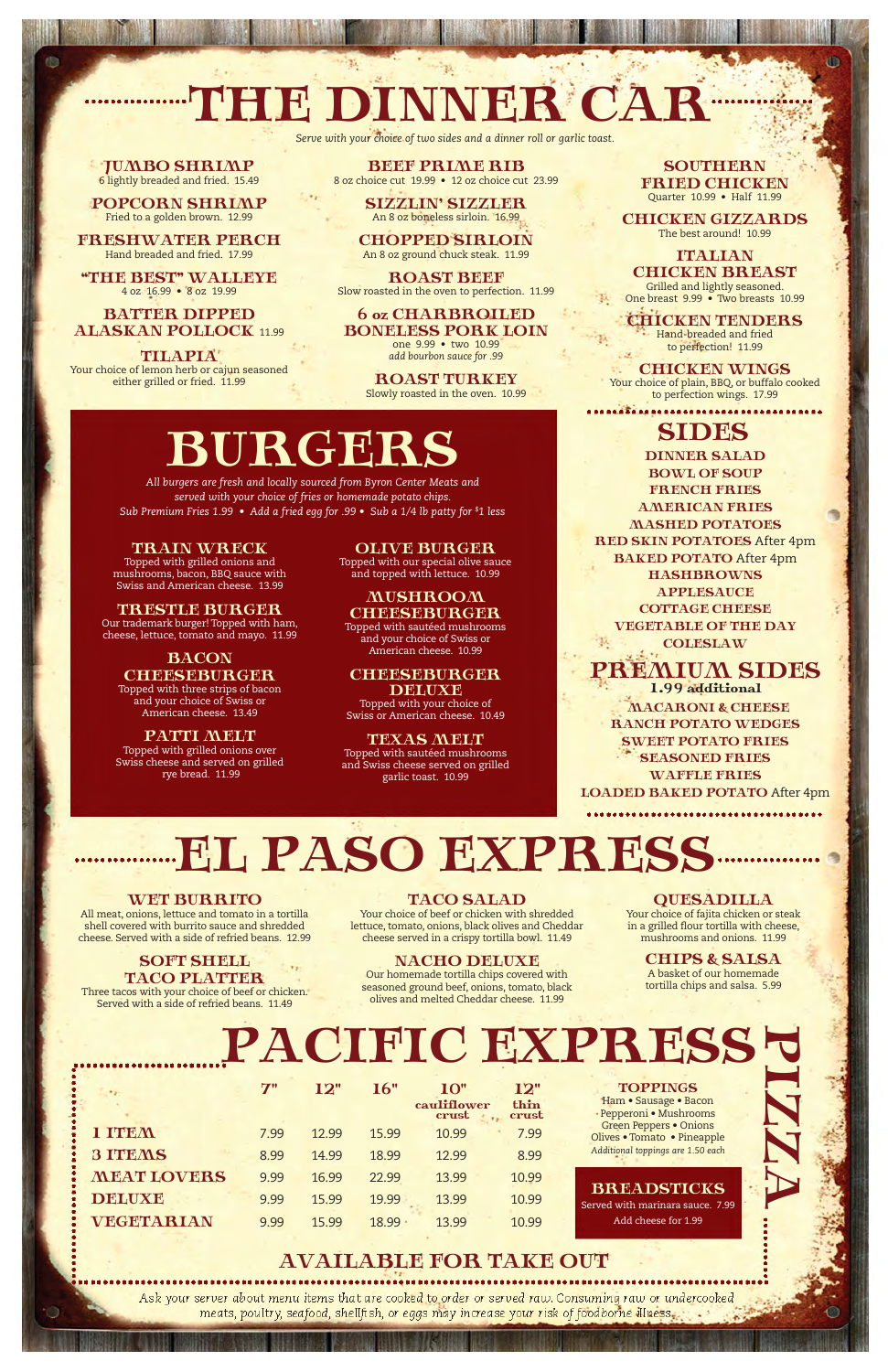# THE DINNER CAR

*Serve with your choice of two sides and a dinner roll or garlic toast.*

**JUMBO SHRIMP**
6 lightly breaded and fried. 15.49

**POPCORN SHRIMP**
Fried to a golden brown. 12.99

**FRESHWATER PERCH**
Hand breaded and fried. 17.99

**"THE BEST" WALLEYE**
4 oz 16.99 • 8 oz 19.99

**BATTER DIPPED ALASKAN POLLOCK** 11.99

**TILAPIA**
Your choice of lemon herb or cajun seasoned either grilled or fried. 11.99

**BEEF PRIME RIB**
8 oz choice cut 19.99 • 12 oz choice cut 23.99

**SIZZLIN' SIZZLER**
An 8 oz boneless sirloin. 16.99

**CHOPPED SIRLOIN**
An 8 oz ground chuck steak. 11.99

**ROAST BEEF**
Slow roasted in the oven to perfection. 11.99

**6 oz CHARBROILED BONELESS PORK LOIN**
one 9.99 • two 10.99
*add bourbon sauce for .99*

**ROAST TURKEY**
Slowly roasted in the oven. 10.99

**SOUTHERN FRIED CHICKEN**
Quarter 10.99 • Half 11.99

**CHICKEN GIZZARDS**
The best around! 10.99

**ITALIAN CHICKEN BREAST**
Grilled and lightly seasoned.
One breast 9.99 • Two breasts 10.99

**CHICKEN TENDERS**
Hand-breaded and fried to perfection! 11.99

**CHICKEN WINGS**
Your choice of plain, BBQ, or buffalo cooked to perfection wings. 17.99

# BURGERS

*All burgers are fresh and locally sourced from Byron Center Meats and served with your choice of fries or homemade potato chips.*
*Sub Premium Fries 1.99 • Add a fried egg for .99 • Sub a 1/4 lb patty for $1 less*

**TRAIN WRECK**
Topped with grilled onions and mushrooms, bacon, BBQ sauce with Swiss and American cheese. 13.99

**TRESTLE BURGER**
Our trademark burger! Topped with ham, cheese, lettuce, tomato and mayo. 11.99

**BACON CHEESEBURGER**
Topped with three strips of bacon and your choice of Swiss or American cheese. 13.49

**PATTI MELT**
Topped with grilled onions over Swiss cheese and served on grilled rye bread. 11.99

**OLIVE BURGER**
Topped with our special olive sauce and topped with lettuce. 10.99

**MUSHROOM CHEESEBURGER**
Topped with sautéed mushrooms and your choice of Swiss or American cheese. 10.99

**CHEESEBURGER DELUXE**
Topped with your choice of Swiss or American cheese. 10.49

**TEXAS MELT**
Topped with sautéed mushrooms and Swiss cheese served on grilled garlic toast. 10.99

## SIDES

- DINNER SALAD
- BOWL OF SOUP
- FRENCH FRIES
- AMERICAN FRIES
- MASHED POTATOES
- RED SKIN POTATOES After 4pm
- BAKED POTATO After 4pm
- HASHBROWNS
- APPLESAUCE
- COTTAGE CHEESE
- VEGETABLE OF THE DAY
- COLESLAW

## PREMIUM SIDES

**1.99 additional**

- MACARONI & CHEESE
- RANCH POTATO WEDGES
- SWEET POTATO FRIES
- SEASONED FRIES
- WAFFLE FRIES
- LOADED BAKED POTATO After 4pm

# EL PASO EXPRESS

**WET BURRITO**
All meat, onions, lettuce and tomato in a tortilla shell covered with burrito sauce and shredded cheese. Served with a side of refried beans. 12.99

**SOFT SHELL TACO PLATTER**
Three tacos with your choice of beef or chicken. Served with a side of refried beans. 11.49

**TACO SALAD**
Your choice of beef or chicken with shredded lettuce, tomato, onions, black olives and Cheddar cheese served in a crispy tortilla bowl. 11.49

**NACHO DELUXE**
Our homemade tortilla chips covered with seasoned ground beef, onions, tomato, black olives and melted Cheddar cheese. 11.99

**QUESADILLA**
Your choice of fajita chicken or steak in a grilled flour tortilla with cheese, mushrooms and onions. 11.99

**CHIPS & SALSA**
A basket of our homemade tortilla chips and salsa. 5.99

# PACIFIC EXPRESS PIZZA

| | 7" | 12" | 16" | 10" cauliflower crust | 12" thin crust |
|---|---|---|---|---|---|
| 1 ITEM | 7.99 | 12.99 | 15.99 | 10.99 | 7.99 |
| 3 ITEMS | 8.99 | 14.99 | 18.99 | 12.99 | 8.99 |
| MEAT LOVERS | 9.99 | 16.99 | 22.99 | 13.99 | 10.99 |
| DELUXE | 9.99 | 15.99 | 19.99 | 13.99 | 10.99 |
| VEGETARIAN | 9.99 | 15.99 | 18.99 | 13.99 | 10.99 |

**TOPPINGS**
Ham • Sausage • Bacon
Pepperoni • Mushrooms
Green Peppers • Onions
Olives • Tomato • Pineapple
*Additional toppings are 1.50 each*

**BREADSTICKS**
Served with marinara sauce. 7.99
Add cheese for 1.99

**AVAILABLE FOR TAKE OUT**

*Ask your server about menu items that are cooked to order or served raw. Consuming raw or undercooked meats, poultry, seafood, shellfish, or eggs may increase your risk of foodborne illness.*